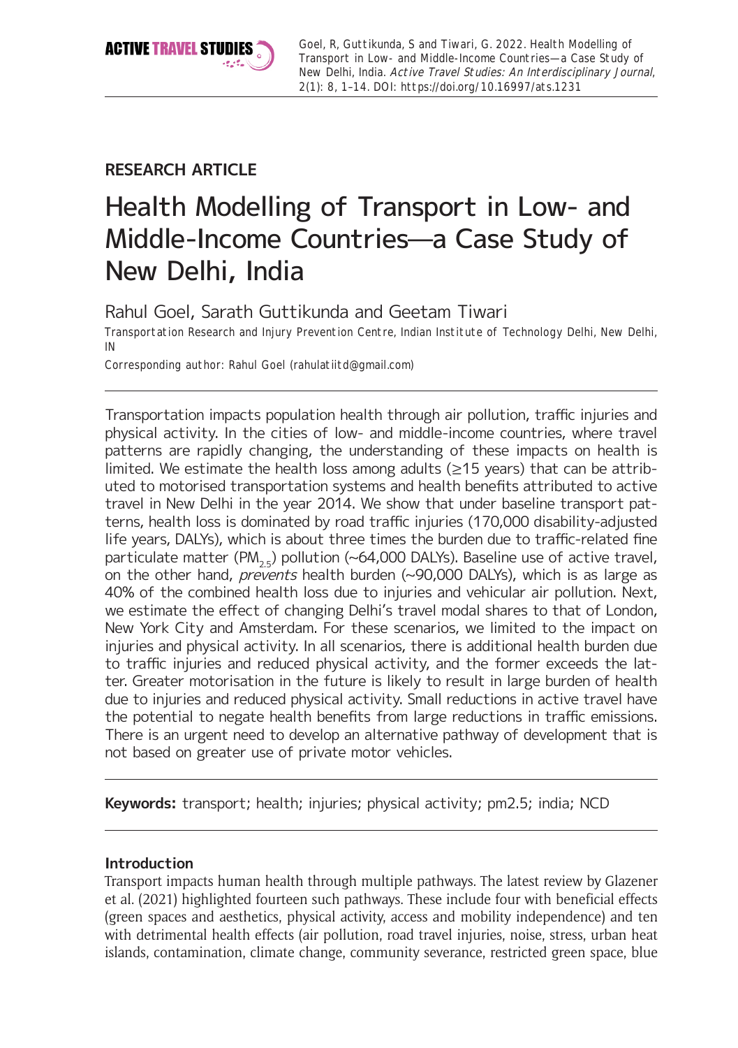Goel, R, Guttikunda, S and Tiwari, G. 2022. Health Modelling of Transport in Low- and Middle-Income Countries—a Case Study of New Delhi, India. *Active Travel Studies: An Interdisciplinary Journal*, 2(1): 8, 1–14. DOI: https://doi.org/10.16997/ats.1231

**RESEARCH ARTICLE**

# Health Modelling of Transport in Low- and Middle-Income Countries—a Case Study of New Delhi, India

Rahul Goel, Sarath Guttikunda and Geetam Tiwari

Transportation Research and Injury Prevention Centre, Indian Institute of Technology Delhi, New Delhi, IN

Corresponding author: Rahul Goel (rahulatiitd@gmail.com)

---

Transportation impacts population health through air pollution, traffic injuries and physical activity. In the cities of low- and middle-income countries, where travel patterns are rapidly changing, the understanding of these impacts on health is limited. We estimate the health loss among adults (≥15 years) that can be attributed to motorised transportation systems and health benefits attributed to active travel in New Delhi in the year 2014. We show that under baseline transport patterns, health loss is dominated by road traffic injuries (170,000 disability-adjusted life years, DALYs), which is about three times the burden due to traffic-related fine particulate matter ($PM_{2.5}$) pollution (~64,000 DALYs). Baseline use of active travel, on the other hand, *prevents* health burden (~90,000 DALYs), which is as large as 40% of the combined health loss due to injuries and vehicular air pollution. Next, we estimate the effect of changing Delhi's travel modal shares to that of London, New York City and Amsterdam. For these scenarios, we limited to the impact on injuries and physical activity. In all scenarios, there is additional health burden due to traffic injuries and reduced physical activity, and the former exceeds the latter. Greater motorisation in the future is likely to result in large burden of health due to injuries and reduced physical activity. Small reductions in active travel have the potential to negate health benefits from large reductions in traffic emissions. There is an urgent need to develop an alternative pathway of development that is not based on greater use of private motor vehicles.

---

**Keywords:** transport; health; injuries; physical activity; pm2.5; india; NCD

---

### Introduction

Transport impacts human health through multiple pathways. The latest review by Glazener et al. (2021) highlighted fourteen such pathways. These include four with beneficial effects (green spaces and aesthetics, physical activity, access and mobility independence) and ten with detrimental health effects (air pollution, road travel injuries, noise, stress, urban heat islands, contamination, climate change, community severance, restricted green space, blue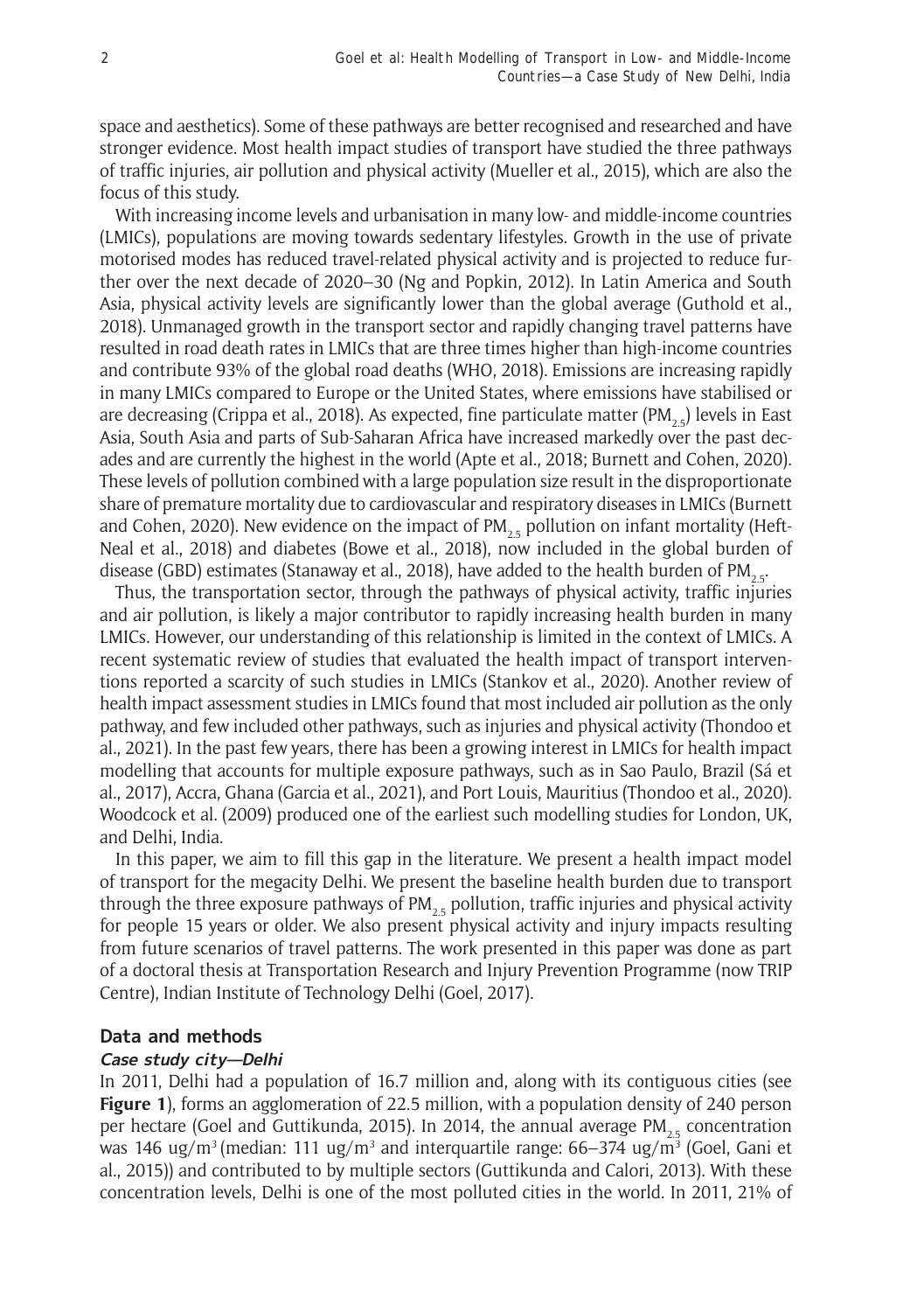space and aesthetics). Some of these pathways are better recognised and researched and have stronger evidence. Most health impact studies of transport have studied the three pathways of traffic injuries, air pollution and physical activity (Mueller et al., 2015), which are also the focus of this study.

With increasing income levels and urbanisation in many low- and middle-income countries (LMICs), populations are moving towards sedentary lifestyles. Growth in the use of private motorised modes has reduced travel-related physical activity and is projected to reduce further over the next decade of 2020–30 (Ng and Popkin, 2012). In Latin America and South Asia, physical activity levels are significantly lower than the global average (Guthold et al., 2018). Unmanaged growth in the transport sector and rapidly changing travel patterns have resulted in road death rates in LMICs that are three times higher than high-income countries and contribute 93% of the global road deaths (WHO, 2018). Emissions are increasing rapidly in many LMICs compared to Europe or the United States, where emissions have stabilised or are decreasing (Crippa et al., 2018). As expected, fine particulate matter ($PM_{2.5}$) levels in East Asia, South Asia and parts of Sub-Saharan Africa have increased markedly over the past decades and are currently the highest in the world (Apte et al., 2018; Burnett and Cohen, 2020). These levels of pollution combined with a large population size result in the disproportionate share of premature mortality due to cardiovascular and respiratory diseases in LMICs (Burnett and Cohen, 2020). New evidence on the impact of $PM_{2.5}$ pollution on infant mortality (Heft-Neal et al., 2018) and diabetes (Bowe et al., 2018), now included in the global burden of disease (GBD) estimates (Stanaway et al., 2018), have added to the health burden of $PM_{2.5}$.

Thus, the transportation sector, through the pathways of physical activity, traffic injuries and air pollution, is likely a major contributor to rapidly increasing health burden in many LMICs. However, our understanding of this relationship is limited in the context of LMICs. A recent systematic review of studies that evaluated the health impact of transport interventions reported a scarcity of such studies in LMICs (Stankov et al., 2020). Another review of health impact assessment studies in LMICs found that most included air pollution as the only pathway, and few included other pathways, such as injuries and physical activity (Thondoo et al., 2021). In the past few years, there has been a growing interest in LMICs for health impact modelling that accounts for multiple exposure pathways, such as in Sao Paulo, Brazil (Sá et al., 2017), Accra, Ghana (Garcia et al., 2021), and Port Louis, Mauritius (Thondoo et al., 2020). Woodcock et al. (2009) produced one of the earliest such modelling studies for London, UK, and Delhi, India.

In this paper, we aim to fill this gap in the literature. We present a health impact model of transport for the megacity Delhi. We present the baseline health burden due to transport through the three exposure pathways of $PM_{2.5}$ pollution, traffic injuries and physical activity for people 15 years or older. We also present physical activity and injury impacts resulting from future scenarios of travel patterns. The work presented in this paper was done as part of a doctoral thesis at Transportation Research and Injury Prevention Programme (now TRIP Centre), Indian Institute of Technology Delhi (Goel, 2017).

## Data and methods

### *Case study city—Delhi*

In 2011, Delhi had a population of 16.7 million and, along with its contiguous cities (see **Figure 1**), forms an agglomeration of 22.5 million, with a population density of 240 person per hectare (Goel and Guttikunda, 2015). In 2014, the annual average $PM_{2.5}$ concentration was 146 $ug/m^3$ (median: 111 $ug/m^3$ and interquartile range: 66–374 $ug/m^3$ (Goel, Gani et al., 2015)) and contributed to by multiple sectors (Guttikunda and Calori, 2013). With these concentration levels, Delhi is one of the most polluted cities in the world. In 2011, 21% of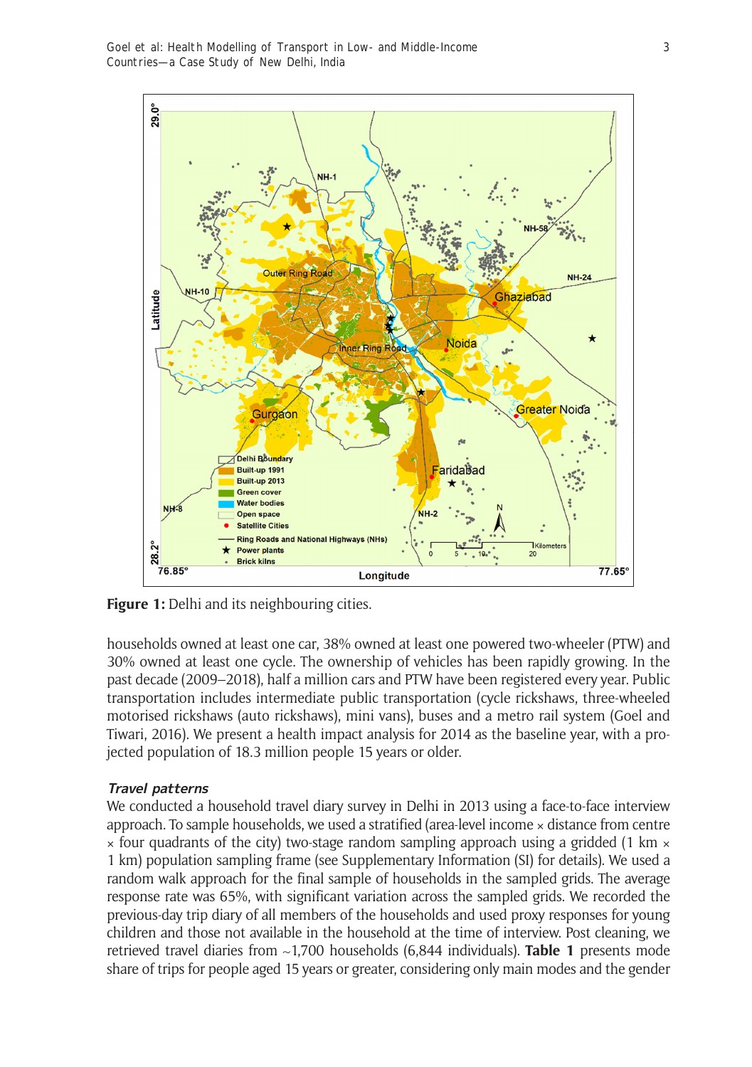**Figure 1:** Delhi and its neighbouring cities.

households owned at least one car, 38% owned at least one powered two-wheeler (PTW) and 30% owned at least one cycle. The ownership of vehicles has been rapidly growing. In the past decade (2009–2018), half a million cars and PTW have been registered every year. Public transportation includes intermediate public transportation (cycle rickshaws, three-wheeled motorised rickshaws (auto rickshaws), mini vans), buses and a metro rail system (Goel and Tiwari, 2016). We present a health impact analysis for 2014 as the baseline year, with a projected population of 18.3 million people 15 years or older.

### *Travel patterns*

We conducted a household travel diary survey in Delhi in 2013 using a face-to-face interview approach. To sample households, we used a stratified (area-level income × distance from centre × four quadrants of the city) two-stage random sampling approach using a gridded (1 km × 1 km) population sampling frame (see Supplementary Information (SI) for details). We used a random walk approach for the final sample of households in the sampled grids. The average response rate was 65%, with significant variation across the sampled grids. We recorded the previous-day trip diary of all members of the households and used proxy responses for young children and those not available in the household at the time of interview. Post cleaning, we retrieved travel diaries from ~1,700 households (6,844 individuals). **Table 1** presents mode share of trips for people aged 15 years or greater, considering only main modes and the gender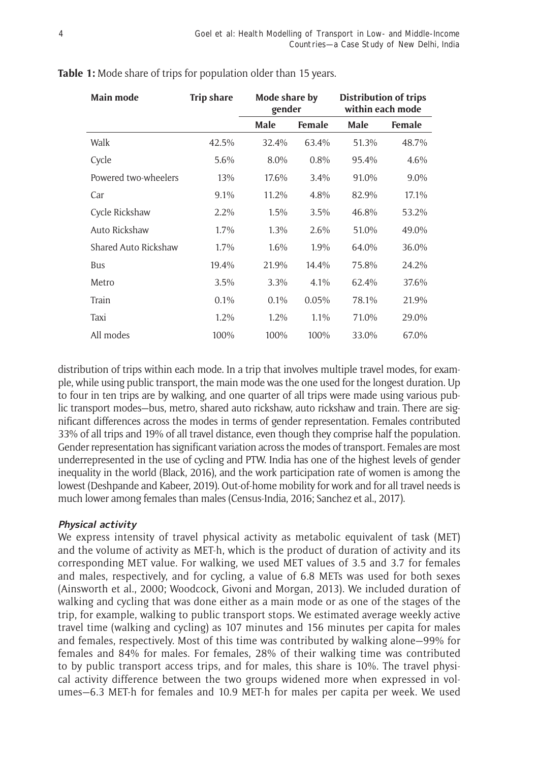**Table 1:** Mode share of trips for population older than 15 years.

| Main mode | Trip share | Mode share by gender | | Distribution of trips within each mode | |
|---|---|---|---|---|---|
| | | Male | Female | Male | Female |
| Walk | 42.5% | 32.4% | 63.4% | 51.3% | 48.7% |
| Cycle | 5.6% | 8.0% | 0.8% | 95.4% | 4.6% |
| Powered two-wheelers | 13% | 17.6% | 3.4% | 91.0% | 9.0% |
| Car | 9.1% | 11.2% | 4.8% | 82.9% | 17.1% |
| Cycle Rickshaw | 2.2% | 1.5% | 3.5% | 46.8% | 53.2% |
| Auto Rickshaw | 1.7% | 1.3% | 2.6% | 51.0% | 49.0% |
| Shared Auto Rickshaw | 1.7% | 1.6% | 1.9% | 64.0% | 36.0% |
| Bus | 19.4% | 21.9% | 14.4% | 75.8% | 24.2% |
| Metro | 3.5% | 3.3% | 4.1% | 62.4% | 37.6% |
| Train | 0.1% | 0.1% | 0.05% | 78.1% | 21.9% |
| Taxi | 1.2% | 1.2% | 1.1% | 71.0% | 29.0% |
| All modes | 100% | 100% | 100% | 33.0% | 67.0% |

distribution of trips within each mode. In a trip that involves multiple travel modes, for example, while using public transport, the main mode was the one used for the longest duration. Up to four in ten trips are by walking, and one quarter of all trips were made using various public transport modes—bus, metro, shared auto rickshaw, auto rickshaw and train. There are significant differences across the modes in terms of gender representation. Females contributed 33% of all trips and 19% of all travel distance, even though they comprise half the population. Gender representation has significant variation across the modes of transport. Females are most underrepresented in the use of cycling and PTW. India has one of the highest levels of gender inequality in the world (Black, 2016), and the work participation rate of women is among the lowest (Deshpande and Kabeer, 2019). Out-of-home mobility for work and for all travel needs is much lower among females than males (Census-India, 2016; Sanchez et al., 2017).

### *Physical activity*

We express intensity of travel physical activity as metabolic equivalent of task (MET) and the volume of activity as MET-h, which is the product of duration of activity and its corresponding MET value. For walking, we used MET values of 3.5 and 3.7 for females and males, respectively, and for cycling, a value of 6.8 METs was used for both sexes (Ainsworth et al., 2000; Woodcock, Givoni and Morgan, 2013). We included duration of walking and cycling that was done either as a main mode or as one of the stages of the trip, for example, walking to public transport stops. We estimated average weekly active travel time (walking and cycling) as 107 minutes and 156 minutes per capita for males and females, respectively. Most of this time was contributed by walking alone—99% for females and 84% for males. For females, 28% of their walking time was contributed to by public transport access trips, and for males, this share is 10%. The travel physical activity difference between the two groups widened more when expressed in volumes—6.3 MET-h for females and 10.9 MET-h for males per capita per week. We used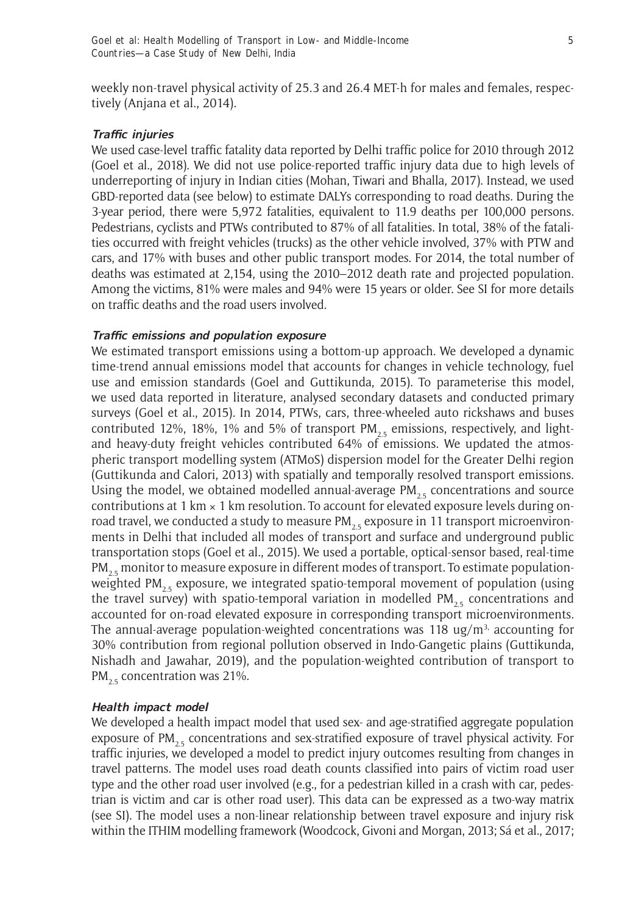weekly non-travel physical activity of 25.3 and 26.4 MET-h for males and females, respectively (Anjana et al., 2014).

#### *Traffic injuries*

We used case-level traffic fatality data reported by Delhi traffic police for 2010 through 2012 (Goel et al., 2018). We did not use police-reported traffic injury data due to high levels of underreporting of injury in Indian cities (Mohan, Tiwari and Bhalla, 2017). Instead, we used GBD-reported data (see below) to estimate DALYs corresponding to road deaths. During the 3-year period, there were 5,972 fatalities, equivalent to 11.9 deaths per 100,000 persons. Pedestrians, cyclists and PTWs contributed to 87% of all fatalities. In total, 38% of the fatalities occurred with freight vehicles (trucks) as the other vehicle involved, 37% with PTW and cars, and 17% with buses and other public transport modes. For 2014, the total number of deaths was estimated at 2,154, using the 2010–2012 death rate and projected population. Among the victims, 81% were males and 94% were 15 years or older. See SI for more details on traffic deaths and the road users involved.

#### *Traffic emissions and population exposure*

We estimated transport emissions using a bottom-up approach. We developed a dynamic time-trend annual emissions model that accounts for changes in vehicle technology, fuel use and emission standards (Goel and Guttikunda, 2015). To parameterise this model, we used data reported in literature, analysed secondary datasets and conducted primary surveys (Goel et al., 2015). In 2014, PTWs, cars, three-wheeled auto rickshaws and buses contributed 12%, 18%, 1% and 5% of transport $PM_{2.5}$ emissions, respectively, and light- and heavy-duty freight vehicles contributed 64% of emissions. We updated the atmospheric transport modelling system (ATMoS) dispersion model for the Greater Delhi region (Guttikunda and Calori, 2013) with spatially and temporally resolved transport emissions. Using the model, we obtained modelled annual-average $PM_{2.5}$ concentrations and source contributions at 1 km × 1 km resolution. To account for elevated exposure levels during on-road travel, we conducted a study to measure $PM_{2.5}$ exposure in 11 transport microenvironments in Delhi that included all modes of transport and surface and underground public transportation stops (Goel et al., 2015). We used a portable, optical-sensor based, real-time $PM_{2.5}$ monitor to measure exposure in different modes of transport. To estimate population-weighted $PM_{2.5}$ exposure, we integrated spatio-temporal movement of population (using the travel survey) with spatio-temporal variation in modelled $PM_{2.5}$ concentrations and accounted for on-road elevated exposure in corresponding transport microenvironments. The annual-average population-weighted concentrations was 118 ug/$m^{3,}$ accounting for 30% contribution from regional pollution observed in Indo-Gangetic plains (Guttikunda, Nishadh and Jawahar, 2019), and the population-weighted contribution of transport to $PM_{2.5}$ concentration was 21%.

#### *Health impact model*

We developed a health impact model that used sex- and age-stratified aggregate population exposure of $PM_{2.5}$ concentrations and sex-stratified exposure of travel physical activity. For traffic injuries, we developed a model to predict injury outcomes resulting from changes in travel patterns. The model uses road death counts classified into pairs of victim road user type and the other road user involved (e.g., for a pedestrian killed in a crash with car, pedestrian is victim and car is other road user). This data can be expressed as a two-way matrix (see SI). The model uses a non-linear relationship between travel exposure and injury risk within the ITHIM modelling framework (Woodcock, Givoni and Morgan, 2013; Sá et al., 2017;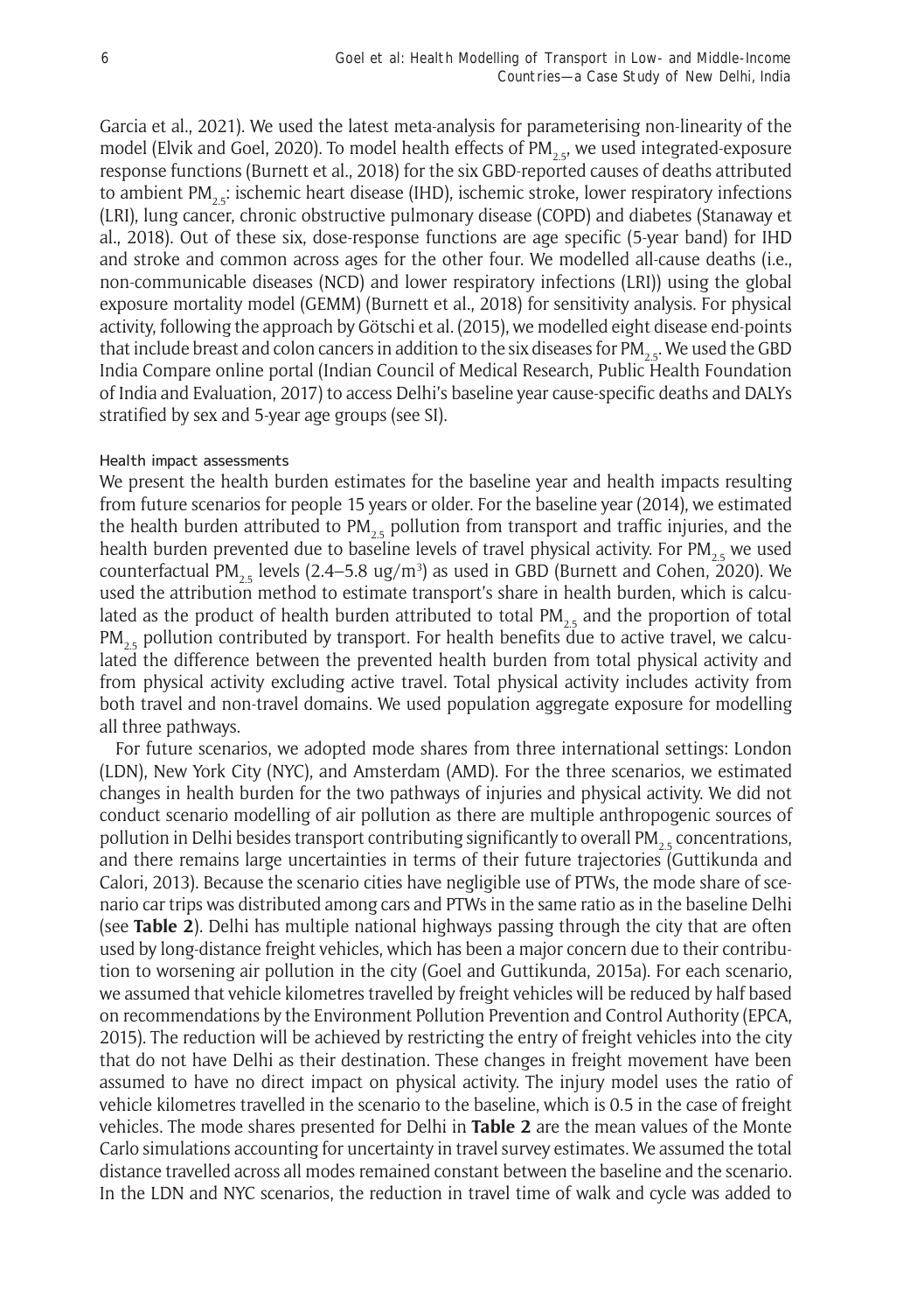Garcia et al., 2021). We used the latest meta-analysis for parameterising non-linearity of the model (Elvik and Goel, 2020). To model health effects of $PM_{2.5}$, we used integrated-exposure response functions (Burnett et al., 2018) for the six GBD-reported causes of deaths attributed to ambient $PM_{2.5}$: ischemic heart disease (IHD), ischemic stroke, lower respiratory infections (LRI), lung cancer, chronic obstructive pulmonary disease (COPD) and diabetes (Stanaway et al., 2018). Out of these six, dose-response functions are age specific (5-year band) for IHD and stroke and common across ages for the other four. We modelled all-cause deaths (i.e., non-communicable diseases (NCD) and lower respiratory infections (LRI)) using the global exposure mortality model (GEMM) (Burnett et al., 2018) for sensitivity analysis. For physical activity, following the approach by Götschi et al. (2015), we modelled eight disease end-points that include breast and colon cancers in addition to the six diseases for $PM_{2.5}$. We used the GBD India Compare online portal (Indian Council of Medical Research, Public Health Foundation of India and Evaluation, 2017) to access Delhi's baseline year cause-specific deaths and DALYs stratified by sex and 5-year age groups (see SI).

#### Health impact assessments

We present the health burden estimates for the baseline year and health impacts resulting from future scenarios for people 15 years or older. For the baseline year (2014), we estimated the health burden attributed to $PM_{2.5}$ pollution from transport and traffic injuries, and the health burden prevented due to baseline levels of travel physical activity. For $PM_{2.5}$ we used counterfactual $PM_{2.5}$ levels (2.4–5.8 $ug/m^3$) as used in GBD (Burnett and Cohen, 2020). We used the attribution method to estimate transport's share in health burden, which is calculated as the product of health burden attributed to total $PM_{2.5}$ and the proportion of total $PM_{2.5}$ pollution contributed by transport. For health benefits due to active travel, we calculated the difference between the prevented health burden from total physical activity and from physical activity excluding active travel. Total physical activity includes activity from both travel and non-travel domains. We used population aggregate exposure for modelling all three pathways.

For future scenarios, we adopted mode shares from three international settings: London (LDN), New York City (NYC), and Amsterdam (AMD). For the three scenarios, we estimated changes in health burden for the two pathways of injuries and physical activity. We did not conduct scenario modelling of air pollution as there are multiple anthropogenic sources of pollution in Delhi besides transport contributing significantly to overall $PM_{2.5}$ concentrations, and there remains large uncertainties in terms of their future trajectories (Guttikunda and Calori, 2013). Because the scenario cities have negligible use of PTWs, the mode share of scenario car trips was distributed among cars and PTWs in the same ratio as in the baseline Delhi (see **Table 2**). Delhi has multiple national highways passing through the city that are often used by long-distance freight vehicles, which has been a major concern due to their contribution to worsening air pollution in the city (Goel and Guttikunda, 2015a). For each scenario, we assumed that vehicle kilometres travelled by freight vehicles will be reduced by half based on recommendations by the Environment Pollution Prevention and Control Authority (EPCA, 2015). The reduction will be achieved by restricting the entry of freight vehicles into the city that do not have Delhi as their destination. These changes in freight movement have been assumed to have no direct impact on physical activity. The injury model uses the ratio of vehicle kilometres travelled in the scenario to the baseline, which is 0.5 in the case of freight vehicles. The mode shares presented for Delhi in **Table 2** are the mean values of the Monte Carlo simulations accounting for uncertainty in travel survey estimates. We assumed the total distance travelled across all modes remained constant between the baseline and the scenario. In the LDN and NYC scenarios, the reduction in travel time of walk and cycle was added to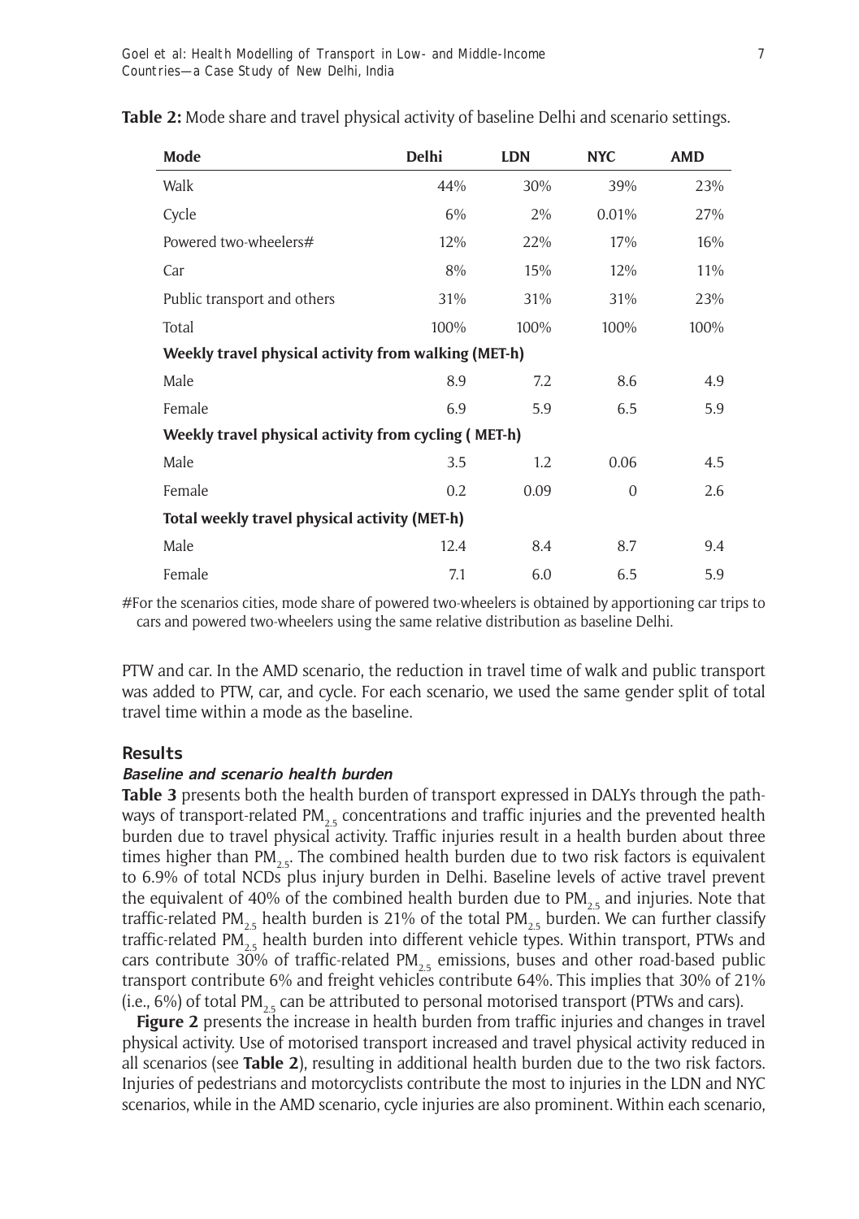**Table 2:** Mode share and travel physical activity of baseline Delhi and scenario settings.

| Mode | Delhi | LDN | NYC | AMD |
|---|---|---|---|---|
| Walk | 44% | 30% | 39% | 23% |
| Cycle | 6% | 2% | 0.01% | 27% |
| Powered two-wheelers# | 12% | 22% | 17% | 16% |
| Car | 8% | 15% | 12% | 11% |
| Public transport and others | 31% | 31% | 31% | 23% |
| Total | 100% | 100% | 100% | 100% |
| **Weekly travel physical activity from walking (MET-h)** | | | | |
| Male | 8.9 | 7.2 | 8.6 | 4.9 |
| Female | 6.9 | 5.9 | 6.5 | 5.9 |
| **Weekly travel physical activity from cycling ( MET-h)** | | | | |
| Male | 3.5 | 1.2 | 0.06 | 4.5 |
| Female | 0.2 | 0.09 | 0 | 2.6 |
| **Total weekly travel physical activity (MET-h)** | | | | |
| Male | 12.4 | 8.4 | 8.7 | 9.4 |
| Female | 7.1 | 6.0 | 6.5 | 5.9 |

#For the scenarios cities, mode share of powered two-wheelers is obtained by apportioning car trips to cars and powered two-wheelers using the same relative distribution as baseline Delhi.

PTW and car. In the AMD scenario, the reduction in travel time of walk and public transport was added to PTW, car, and cycle. For each scenario, we used the same gender split of total travel time within a mode as the baseline.

## Results

### *Baseline and scenario health burden*

**Table 3** presents both the health burden of transport expressed in DALYs through the pathways of transport-related $PM_{2.5}$ concentrations and traffic injuries and the prevented health burden due to travel physical activity. Traffic injuries result in a health burden about three times higher than $PM_{2.5}$. The combined health burden due to two risk factors is equivalent to 6.9% of total NCDs plus injury burden in Delhi. Baseline levels of active travel prevent the equivalent of 40% of the combined health burden due to $PM_{2.5}$ and injuries. Note that traffic-related $PM_{2.5}$ health burden is 21% of the total $PM_{2.5}$ burden. We can further classify traffic-related $PM_{2.5}$ health burden into different vehicle types. Within transport, PTWs and cars contribute 30% of traffic-related $PM_{2.5}$ emissions, buses and other road-based public transport contribute 6% and freight vehicles contribute 64%. This implies that 30% of 21% (i.e., 6%) of total $PM_{2.5}$ can be attributed to personal motorised transport (PTWs and cars).

**Figure 2** presents the increase in health burden from traffic injuries and changes in travel physical activity. Use of motorised transport increased and travel physical activity reduced in all scenarios (see **Table 2**), resulting in additional health burden due to the two risk factors. Injuries of pedestrians and motorcyclists contribute the most to injuries in the LDN and NYC scenarios, while in the AMD scenario, cycle injuries are also prominent. Within each scenario,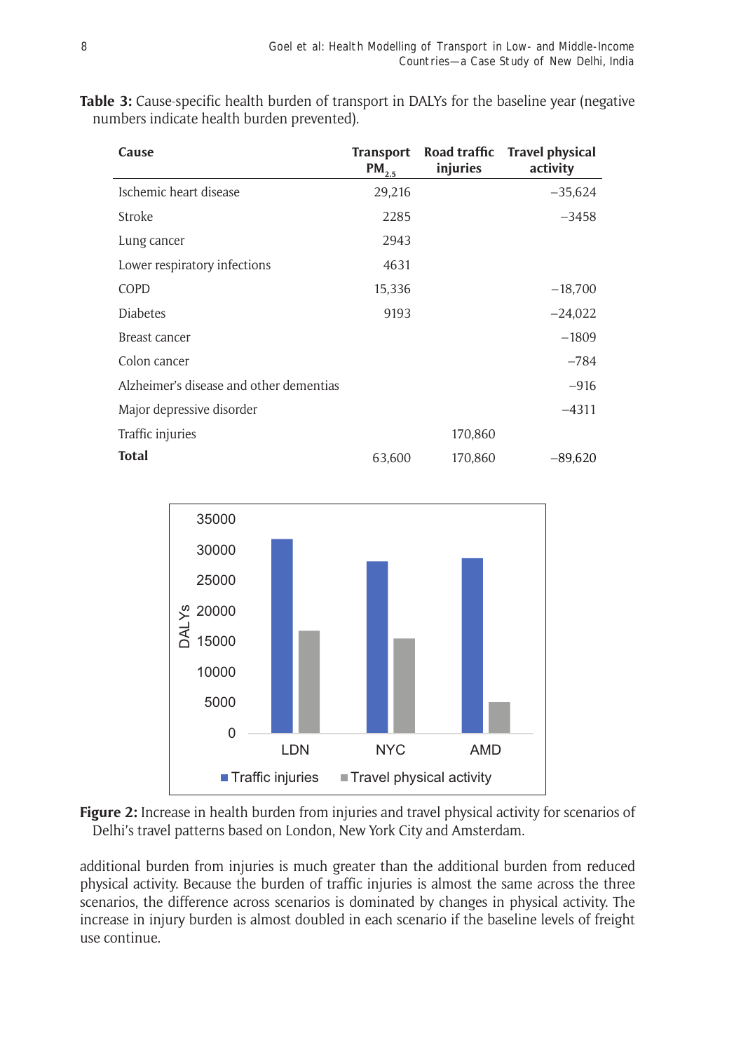**Table 3:** Cause-specific health burden of transport in DALYs for the baseline year (negative numbers indicate health burden prevented).

| Cause | Transport $PM_{2.5}$ | Road traffic injuries | Travel physical activity |
|---|---|---|---|
| Ischemic heart disease | 29,216 | | −35,624 |
| Stroke | 2285 | | −3458 |
| Lung cancer | 2943 | | |
| Lower respiratory infections | 4631 | | |
| COPD | 15,336 | | −18,700 |
| Diabetes | 9193 | | −24,022 |
| Breast cancer | | | −1809 |
| Colon cancer | | | −784 |
| Alzheimer's disease and other dementias | | | −916 |
| Major depressive disorder | | | −4311 |
| Traffic injuries | | 170,860 | |
| **Total** | 63,600 | 170,860 | −89,620 |

**Figure 2:** Increase in health burden from injuries and travel physical activity for scenarios of Delhi's travel patterns based on London, New York City and Amsterdam.

additional burden from injuries is much greater than the additional burden from reduced physical activity. Because the burden of traffic injuries is almost the same across the three scenarios, the difference across scenarios is dominated by changes in physical activity. The increase in injury burden is almost doubled in each scenario if the baseline levels of freight use continue.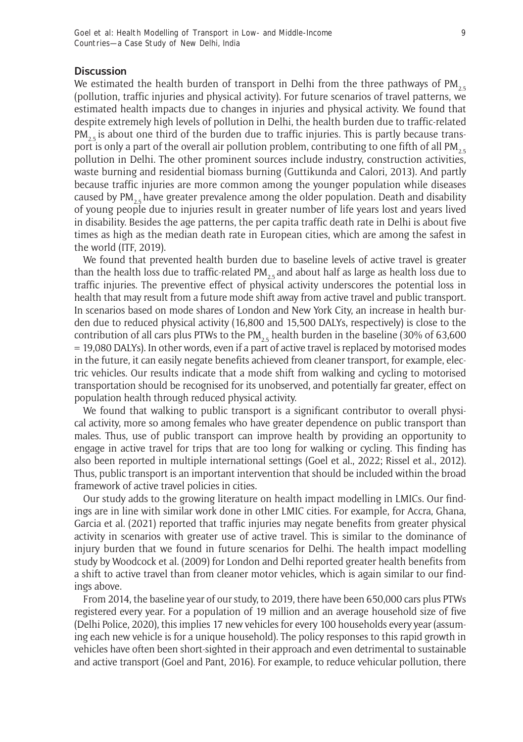## Discussion

We estimated the health burden of transport in Delhi from the three pathways of $PM_{2.5}$ (pollution, traffic injuries and physical activity). For future scenarios of travel patterns, we estimated health impacts due to changes in injuries and physical activity. We found that despite extremely high levels of pollution in Delhi, the health burden due to traffic-related $PM_{2.5}$ is about one third of the burden due to traffic injuries. This is partly because transport is only a part of the overall air pollution problem, contributing to one fifth of all $PM_{2.5}$ pollution in Delhi. The other prominent sources include industry, construction activities, waste burning and residential biomass burning (Guttikunda and Calori, 2013). And partly because traffic injuries are more common among the younger population while diseases caused by $PM_{2.5}$ have greater prevalence among the older population. Death and disability of young people due to injuries result in greater number of life years lost and years lived in disability. Besides the age patterns, the per capita traffic death rate in Delhi is about five times as high as the median death rate in European cities, which are among the safest in the world (ITF, 2019).

We found that prevented health burden due to baseline levels of active travel is greater than the health loss due to traffic-related $PM_{2.5}$ and about half as large as health loss due to traffic injuries. The preventive effect of physical activity underscores the potential loss in health that may result from a future mode shift away from active travel and public transport. In scenarios based on mode shares of London and New York City, an increase in health burden due to reduced physical activity (16,800 and 15,500 DALYs, respectively) is close to the contribution of all cars plus PTWs to the $PM_{2.5}$ health burden in the baseline (30% of 63,600 = 19,080 DALYs). In other words, even if a part of active travel is replaced by motorised modes in the future, it can easily negate benefits achieved from cleaner transport, for example, electric vehicles. Our results indicate that a mode shift from walking and cycling to motorised transportation should be recognised for its unobserved, and potentially far greater, effect on population health through reduced physical activity.

We found that walking to public transport is a significant contributor to overall physical activity, more so among females who have greater dependence on public transport than males. Thus, use of public transport can improve health by providing an opportunity to engage in active travel for trips that are too long for walking or cycling. This finding has also been reported in multiple international settings (Goel et al., 2022; Rissel et al., 2012). Thus, public transport is an important intervention that should be included within the broad framework of active travel policies in cities.

Our study adds to the growing literature on health impact modelling in LMICs. Our findings are in line with similar work done in other LMIC cities. For example, for Accra, Ghana, Garcia et al. (2021) reported that traffic injuries may negate benefits from greater physical activity in scenarios with greater use of active travel. This is similar to the dominance of injury burden that we found in future scenarios for Delhi. The health impact modelling study by Woodcock et al. (2009) for London and Delhi reported greater health benefits from a shift to active travel than from cleaner motor vehicles, which is again similar to our findings above.

From 2014, the baseline year of our study, to 2019, there have been 650,000 cars plus PTWs registered every year. For a population of 19 million and an average household size of five (Delhi Police, 2020), this implies 17 new vehicles for every 100 households every year (assuming each new vehicle is for a unique household). The policy responses to this rapid growth in vehicles have often been short-sighted in their approach and even detrimental to sustainable and active transport (Goel and Pant, 2016). For example, to reduce vehicular pollution, there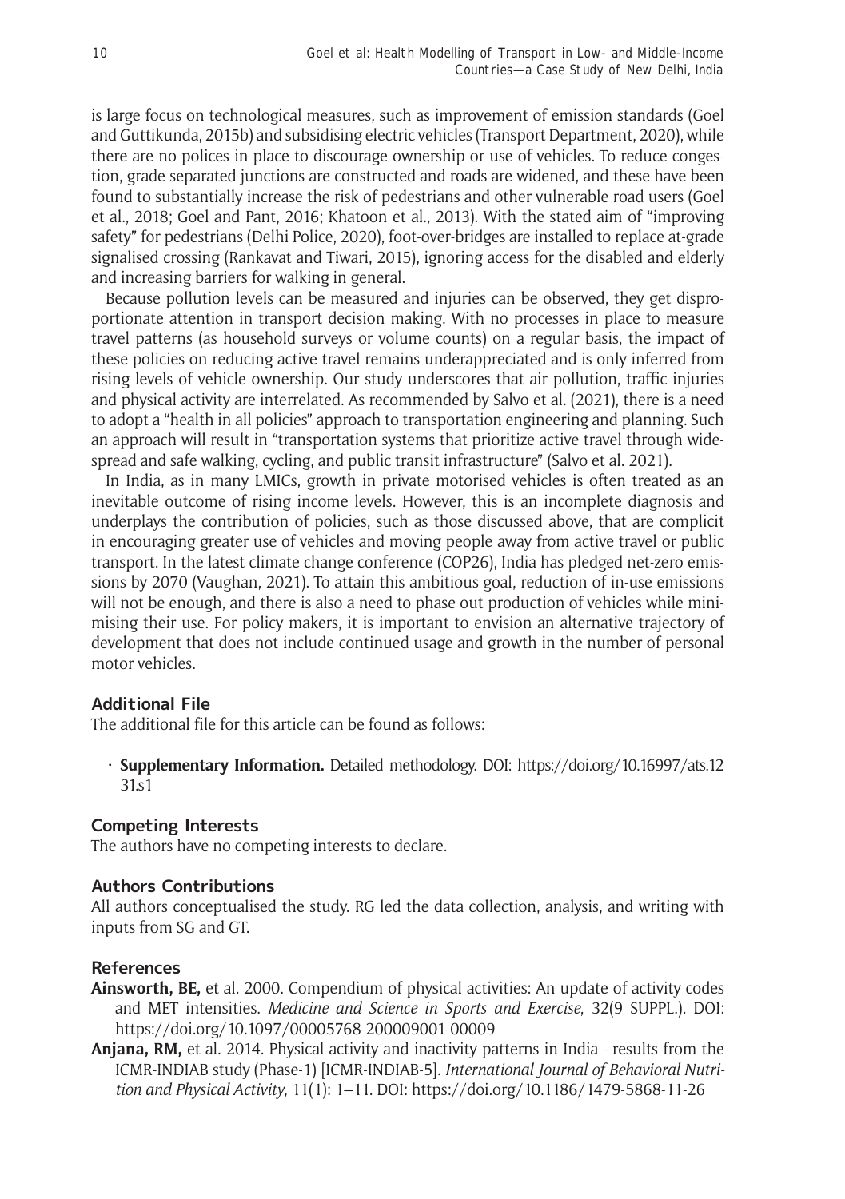is large focus on technological measures, such as improvement of emission standards (Goel and Guttikunda, 2015b) and subsidising electric vehicles (Transport Department, 2020), while there are no polices in place to discourage ownership or use of vehicles. To reduce congestion, grade-separated junctions are constructed and roads are widened, and these have been found to substantially increase the risk of pedestrians and other vulnerable road users (Goel et al., 2018; Goel and Pant, 2016; Khatoon et al., 2013). With the stated aim of "improving safety" for pedestrians (Delhi Police, 2020), foot-over-bridges are installed to replace at-grade signalised crossing (Rankavat and Tiwari, 2015), ignoring access for the disabled and elderly and increasing barriers for walking in general.

Because pollution levels can be measured and injuries can be observed, they get disproportionate attention in transport decision making. With no processes in place to measure travel patterns (as household surveys or volume counts) on a regular basis, the impact of these policies on reducing active travel remains underappreciated and is only inferred from rising levels of vehicle ownership. Our study underscores that air pollution, traffic injuries and physical activity are interrelated. As recommended by Salvo et al. (2021), there is a need to adopt a "health in all policies" approach to transportation engineering and planning. Such an approach will result in "transportation systems that prioritize active travel through widespread and safe walking, cycling, and public transit infrastructure" (Salvo et al. 2021).

In India, as in many LMICs, growth in private motorised vehicles is often treated as an inevitable outcome of rising income levels. However, this is an incomplete diagnosis and underplays the contribution of policies, such as those discussed above, that are complicit in encouraging greater use of vehicles and moving people away from active travel or public transport. In the latest climate change conference (COP26), India has pledged net-zero emissions by 2070 (Vaughan, 2021). To attain this ambitious goal, reduction of in-use emissions will not be enough, and there is also a need to phase out production of vehicles while minimising their use. For policy makers, it is important to envision an alternative trajectory of development that does not include continued usage and growth in the number of personal motor vehicles.

## Additional File

The additional file for this article can be found as follows:

- **Supplementary Information.** Detailed methodology. DOI: https://doi.org/10.16997/ats.1231.s1

## Competing Interests

The authors have no competing interests to declare.

## Authors Contributions

All authors conceptualised the study. RG led the data collection, analysis, and writing with inputs from SG and GT.

## References

**Ainsworth, BE,** et al. 2000. Compendium of physical activities: An update of activity codes and MET intensities. *Medicine and Science in Sports and Exercise*, 32(9 SUPPL.). DOI: https://doi.org/10.1097/00005768-200009001-00009

**Anjana, RM,** et al. 2014. Physical activity and inactivity patterns in India - results from the ICMR-INDIAB study (Phase-1) [ICMR-INDIAB-5]. *International Journal of Behavioral Nutrition and Physical Activity*, 11(1): 1–11. DOI: https://doi.org/10.1186/1479-5868-11-26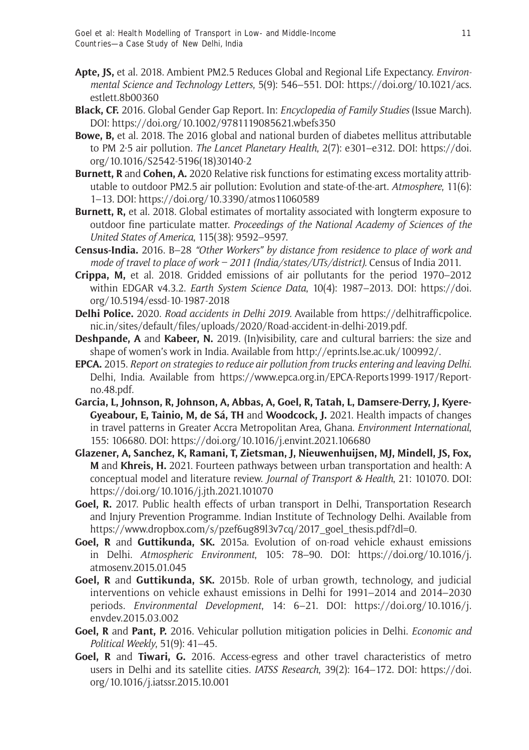**Apte, JS,** et al. 2018. Ambient PM2.5 Reduces Global and Regional Life Expectancy. *Environmental Science and Technology Letters*, 5(9): 546–551. DOI: https://doi.org/10.1021/acs.estlett.8b00360

**Black, CF.** 2016. Global Gender Gap Report. In: *Encyclopedia of Family Studies* (Issue March). DOI: https://doi.org/10.1002/9781119085621.wbefs350

**Bowe, B,** et al. 2018. The 2016 global and national burden of diabetes mellitus attributable to PM 2·5 air pollution. *The Lancet Planetary Health*, 2(7): e301–e312. DOI: https://doi.org/10.1016/S2542-5196(18)30140-2

**Burnett, R** and **Cohen, A.** 2020 Relative risk functions for estimating excess mortality attributable to outdoor PM2.5 air pollution: Evolution and state-of-the-art. *Atmosphere*, 11(6): 1–13. DOI: https://doi.org/10.3390/atmos11060589

**Burnett, R,** et al. 2018. Global estimates of mortality associated with longterm exposure to outdoor fine particulate matter. *Proceedings of the National Academy of Sciences of the United States of America*, 115(38): 9592–9597.

**Census-India.** 2016. B–28 *"Other Workers" by distance from residence to place of work and mode of travel to place of work – 2011 (India/states/UTs/district).* Census of India 2011.

**Crippa, M,** et al. 2018. Gridded emissions of air pollutants for the period 1970–2012 within EDGAR v4.3.2. *Earth System Science Data*, 10(4): 1987–2013. DOI: https://doi.org/10.5194/essd-10-1987-2018

**Delhi Police.** 2020. *Road accidents in Delhi 2019.* Available from https://delhitrafficpolice.nic.in/sites/default/files/uploads/2020/Road-accident-in-delhi-2019.pdf.

**Deshpande, A** and **Kabeer, N.** 2019. (In)visibility, care and cultural barriers: the size and shape of women's work in India. Available from http://eprints.lse.ac.uk/100992/.

**EPCA.** 2015. *Report on strategies to reduce air pollution from trucks entering and leaving Delhi*. Delhi, India. Available from https://www.epca.org.in/EPCA-Reports1999-1917/Report-no.48.pdf.

**Garcia, L, Johnson, R, Johnson, A, Abbas, A, Goel, R, Tatah, L, Damsere-Derry, J, Kyere-Gyeabour, E, Tainio, M, de Sá, TH** and **Woodcock, J.** 2021. Health impacts of changes in travel patterns in Greater Accra Metropolitan Area, Ghana. *Environment International*, 155: 106680. DOI: https://doi.org/10.1016/j.envint.2021.106680

**Glazener, A, Sanchez, K, Ramani, T, Zietsman, J, Nieuwenhuijsen, MJ, Mindell, JS, Fox, M** and **Khreis, H.** 2021. Fourteen pathways between urban transportation and health: A conceptual model and literature review. *Journal of Transport & Health*, 21: 101070. DOI: https://doi.org/10.1016/j.jth.2021.101070

**Goel, R.** 2017. Public health effects of urban transport in Delhi, Transportation Research and Injury Prevention Programme. Indian Institute of Technology Delhi. Available from https://www.dropbox.com/s/pzef6ug89l3v7cq/2017_goel_thesis.pdf?dl=0.

**Goel, R** and **Guttikunda, SK.** 2015a. Evolution of on-road vehicle exhaust emissions in Delhi. *Atmospheric Environment*, 105: 78–90. DOI: https://doi.org/10.1016/j.atmosenv.2015.01.045

**Goel, R** and **Guttikunda, SK.** 2015b. Role of urban growth, technology, and judicial interventions on vehicle exhaust emissions in Delhi for 1991–2014 and 2014–2030 periods. *Environmental Development*, 14: 6–21. DOI: https://doi.org/10.1016/j.envdev.2015.03.002

**Goel, R** and **Pant, P.** 2016. Vehicular pollution mitigation policies in Delhi. *Economic and Political Weekly*, 51(9): 41–45.

**Goel, R** and **Tiwari, G.** 2016. Access-egress and other travel characteristics of metro users in Delhi and its satellite cities. *IATSS Research*, 39(2): 164–172. DOI: https://doi.org/10.1016/j.iatssr.2015.10.001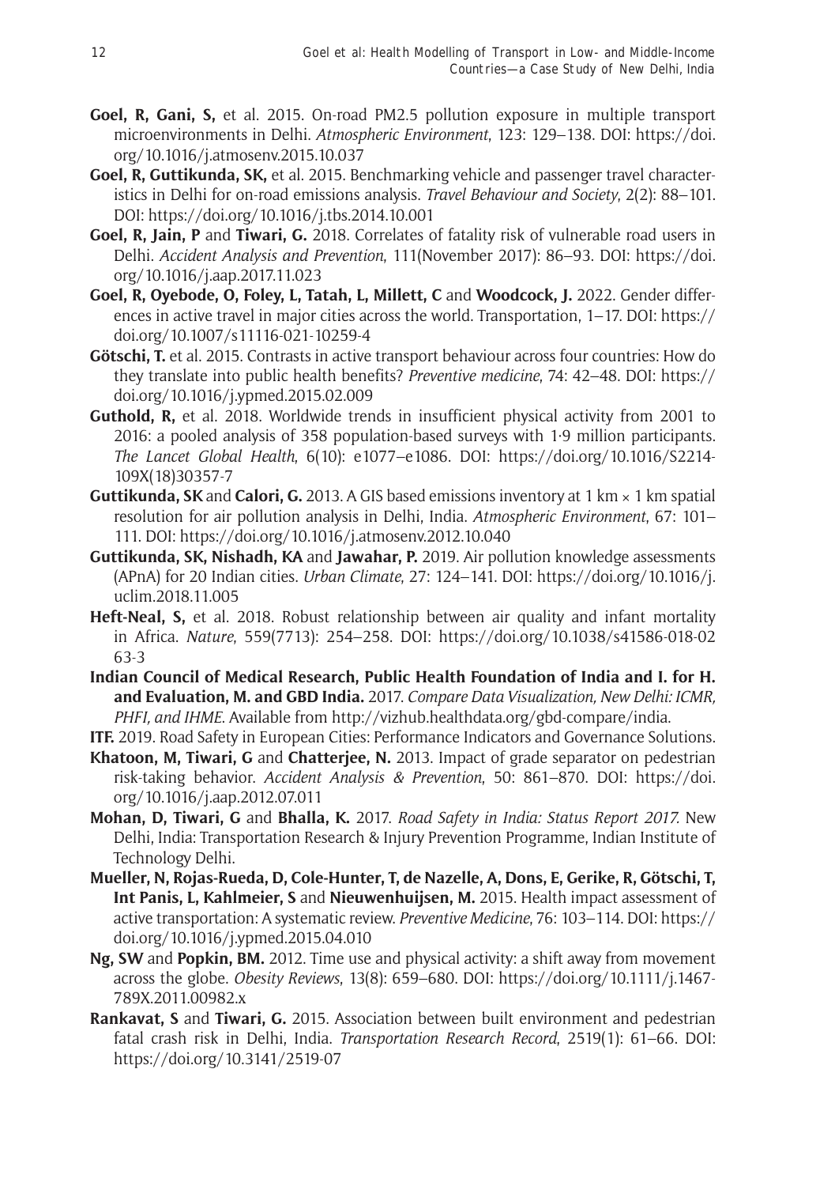**Goel, R, Gani, S,** et al. 2015. On-road PM2.5 pollution exposure in multiple transport microenvironments in Delhi. *Atmospheric Environment*, 123: 129–138. DOI: https://doi.org/10.1016/j.atmosenv.2015.10.037

**Goel, R, Guttikunda, SK,** et al. 2015. Benchmarking vehicle and passenger travel characteristics in Delhi for on-road emissions analysis. *Travel Behaviour and Society*, 2(2): 88–101. DOI: https://doi.org/10.1016/j.tbs.2014.10.001

**Goel, R, Jain, P** and **Tiwari, G.** 2018. Correlates of fatality risk of vulnerable road users in Delhi. *Accident Analysis and Prevention*, 111(November 2017): 86–93. DOI: https://doi.org/10.1016/j.aap.2017.11.023

**Goel, R, Oyebode, O, Foley, L, Tatah, L, Millett, C** and **Woodcock, J.** 2022. Gender differences in active travel in major cities across the world. Transportation, 1–17. DOI: https://doi.org/10.1007/s11116-021-10259-4

**Götschi, T.** et al. 2015. Contrasts in active transport behaviour across four countries: How do they translate into public health benefits? *Preventive medicine*, 74: 42–48. DOI: https://doi.org/10.1016/j.ypmed.2015.02.009

**Guthold, R,** et al. 2018. Worldwide trends in insufficient physical activity from 2001 to 2016: a pooled analysis of 358 population-based surveys with 1·9 million participants. *The Lancet Global Health*, 6(10): e1077–e1086. DOI: https://doi.org/10.1016/S2214-109X(18)30357-7

**Guttikunda, SK** and **Calori, G.** 2013. A GIS based emissions inventory at 1 km × 1 km spatial resolution for air pollution analysis in Delhi, India. *Atmospheric Environment*, 67: 101–111. DOI: https://doi.org/10.1016/j.atmosenv.2012.10.040

**Guttikunda, SK, Nishadh, KA** and **Jawahar, P.** 2019. Air pollution knowledge assessments (APnA) for 20 Indian cities. *Urban Climate*, 27: 124–141. DOI: https://doi.org/10.1016/j.uclim.2018.11.005

**Heft-Neal, S,** et al. 2018. Robust relationship between air quality and infant mortality in Africa. *Nature*, 559(7713): 254–258. DOI: https://doi.org/10.1038/s41586-018-0263-3

**Indian Council of Medical Research, Public Health Foundation of India and I. for H. and Evaluation, M. and GBD India.** 2017. *Compare Data Visualization, New Delhi: ICMR, PHFI, and IHME*. Available from http://vizhub.healthdata.org/gbd-compare/india.

**ITF.** 2019. Road Safety in European Cities: Performance Indicators and Governance Solutions.

**Khatoon, M, Tiwari, G** and **Chatterjee, N.** 2013. Impact of grade separator on pedestrian risk-taking behavior. *Accident Analysis & Prevention*, 50: 861–870. DOI: https://doi.org/10.1016/j.aap.2012.07.011

**Mohan, D, Tiwari, G** and **Bhalla, K.** 2017. *Road Safety in India: Status Report 2017.* New Delhi, India: Transportation Research & Injury Prevention Programme, Indian Institute of Technology Delhi.

**Mueller, N, Rojas-Rueda, D, Cole-Hunter, T, de Nazelle, A, Dons, E, Gerike, R, Götschi, T, Int Panis, L, Kahlmeier, S** and **Nieuwenhuijsen, M.** 2015. Health impact assessment of active transportation: A systematic review. *Preventive Medicine*, 76: 103–114. DOI: https://doi.org/10.1016/j.ypmed.2015.04.010

**Ng, SW** and **Popkin, BM.** 2012. Time use and physical activity: a shift away from movement across the globe. *Obesity Reviews*, 13(8): 659–680. DOI: https://doi.org/10.1111/j.1467-789X.2011.00982.x

**Rankavat, S** and **Tiwari, G.** 2015. Association between built environment and pedestrian fatal crash risk in Delhi, India. *Transportation Research Record*, 2519(1): 61–66. DOI: https://doi.org/10.3141/2519-07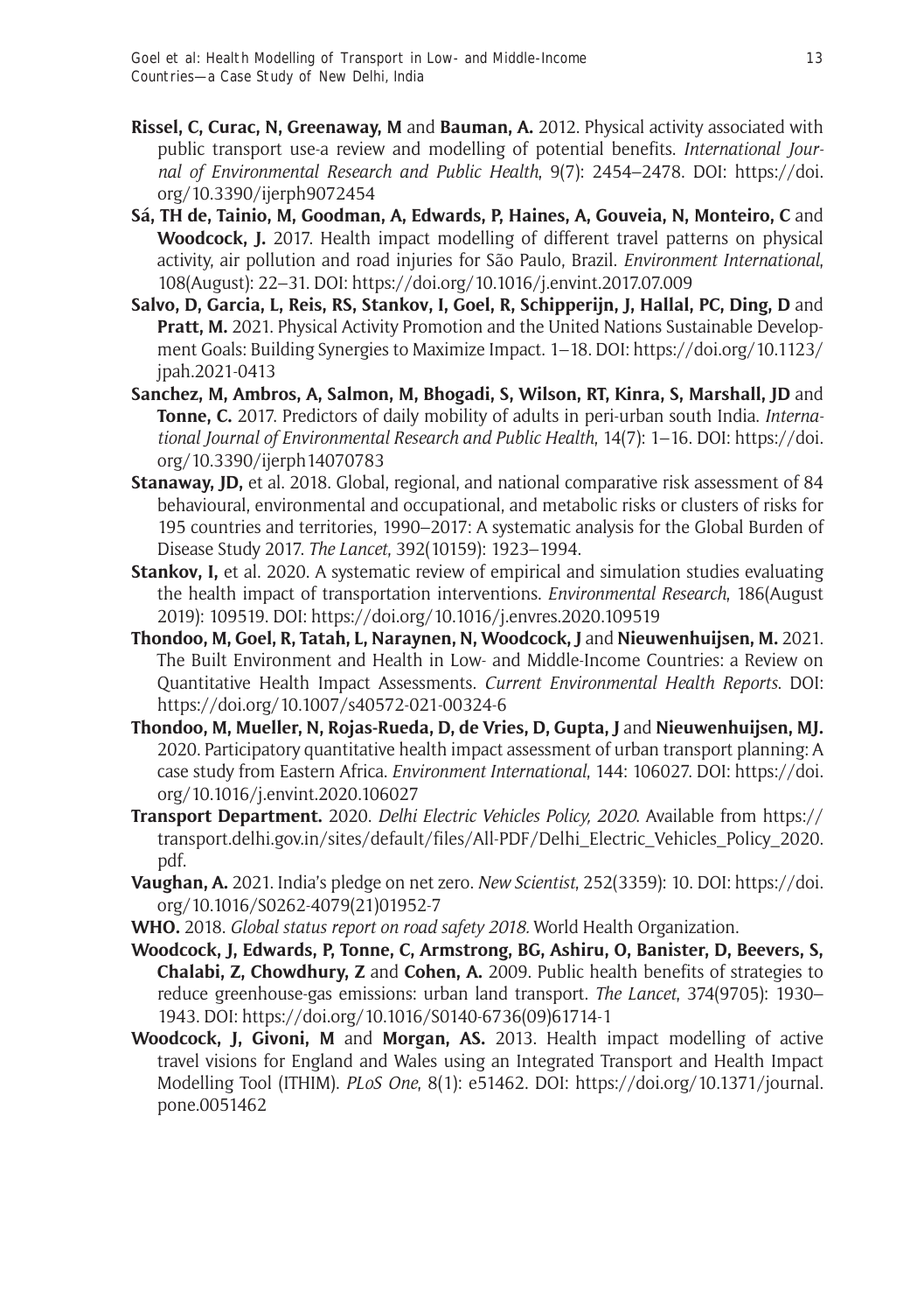**Rissel, C, Curac, N, Greenaway, M** and **Bauman, A.** 2012. Physical activity associated with public transport use-a review and modelling of potential benefits. *International Journal of Environmental Research and Public Health*, 9(7): 2454–2478. DOI: https://doi.org/10.3390/ijerph9072454

**Sá, TH de, Tainio, M, Goodman, A, Edwards, P, Haines, A, Gouveia, N, Monteiro, C** and **Woodcock, J.** 2017. Health impact modelling of different travel patterns on physical activity, air pollution and road injuries for São Paulo, Brazil. *Environment International*, 108(August): 22–31. DOI: https://doi.org/10.1016/j.envint.2017.07.009

**Salvo, D, Garcia, L, Reis, RS, Stankov, I, Goel, R, Schipperijn, J, Hallal, PC, Ding, D** and **Pratt, M.** 2021. Physical Activity Promotion and the United Nations Sustainable Development Goals: Building Synergies to Maximize Impact. 1–18. DOI: https://doi.org/10.1123/jpah.2021-0413

**Sanchez, M, Ambros, A, Salmon, M, Bhogadi, S, Wilson, RT, Kinra, S, Marshall, JD** and **Tonne, C.** 2017. Predictors of daily mobility of adults in peri-urban south India. *International Journal of Environmental Research and Public Health*, 14(7): 1–16. DOI: https://doi.org/10.3390/ijerph14070783

**Stanaway, JD,** et al. 2018. Global, regional, and national comparative risk assessment of 84 behavioural, environmental and occupational, and metabolic risks or clusters of risks for 195 countries and territories, 1990–2017: A systematic analysis for the Global Burden of Disease Study 2017. *The Lancet*, 392(10159): 1923–1994.

**Stankov, I,** et al. 2020. A systematic review of empirical and simulation studies evaluating the health impact of transportation interventions. *Environmental Research*, 186(August 2019): 109519. DOI: https://doi.org/10.1016/j.envres.2020.109519

**Thondoo, M, Goel, R, Tatah, L, Naraynen, N, Woodcock, J** and **Nieuwenhuijsen, M.** 2021. The Built Environment and Health in Low- and Middle-Income Countries: a Review on Quantitative Health Impact Assessments. *Current Environmental Health Reports*. DOI: https://doi.org/10.1007/s40572-021-00324-6

**Thondoo, M, Mueller, N, Rojas-Rueda, D, de Vries, D, Gupta, J** and **Nieuwenhuijsen, MJ.** 2020. Participatory quantitative health impact assessment of urban transport planning: A case study from Eastern Africa. *Environment International*, 144: 106027. DOI: https://doi.org/10.1016/j.envint.2020.106027

**Transport Department.** 2020. *Delhi Electric Vehicles Policy, 2020*. Available from https://transport.delhi.gov.in/sites/default/files/All-PDF/Delhi_Electric_Vehicles_Policy_2020.pdf.

**Vaughan, A.** 2021. India's pledge on net zero. *New Scientist*, 252(3359): 10. DOI: https://doi.org/10.1016/S0262-4079(21)01952-7

**WHO.** 2018. *Global status report on road safety 2018.* World Health Organization.

**Woodcock, J, Edwards, P, Tonne, C, Armstrong, BG, Ashiru, O, Banister, D, Beevers, S, Chalabi, Z, Chowdhury, Z** and **Cohen, A.** 2009. Public health benefits of strategies to reduce greenhouse-gas emissions: urban land transport. *The Lancet*, 374(9705): 1930–1943. DOI: https://doi.org/10.1016/S0140-6736(09)61714-1

**Woodcock, J, Givoni, M** and **Morgan, AS.** 2013. Health impact modelling of active travel visions for England and Wales using an Integrated Transport and Health Impact Modelling Tool (ITHIM). *PLoS One*, 8(1): e51462. DOI: https://doi.org/10.1371/journal.pone.0051462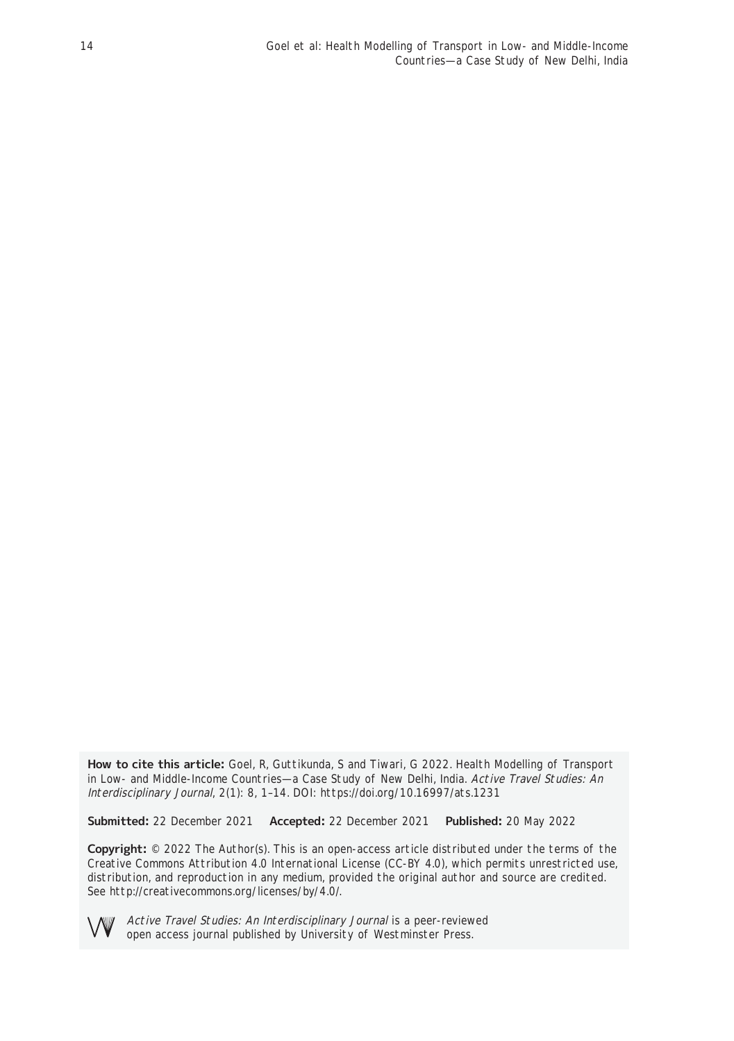**How to cite this article:** Goel, R, Guttikunda, S and Tiwari, G 2022. Health Modelling of Transport in Low- and Middle-Income Countries—a Case Study of New Delhi, India. *Active Travel Studies: An Interdisciplinary Journal*, 2(1): 8, 1–14. DOI: https://doi.org/10.16997/ats.1231

**Submitted:** 22 December 2021 **Accepted:** 22 December 2021 **Published:** 20 May 2022

**Copyright:** © 2022 The Author(s). This is an open-access article distributed under the terms of the Creative Commons Attribution 4.0 International License (CC-BY 4.0), which permits unrestricted use, distribution, and reproduction in any medium, provided the original author and source are credited. See http://creativecommons.org/licenses/by/4.0/.

*Active Travel Studies: An Interdisciplinary Journal* is a peer-reviewed open access journal published by University of Westminster Press.